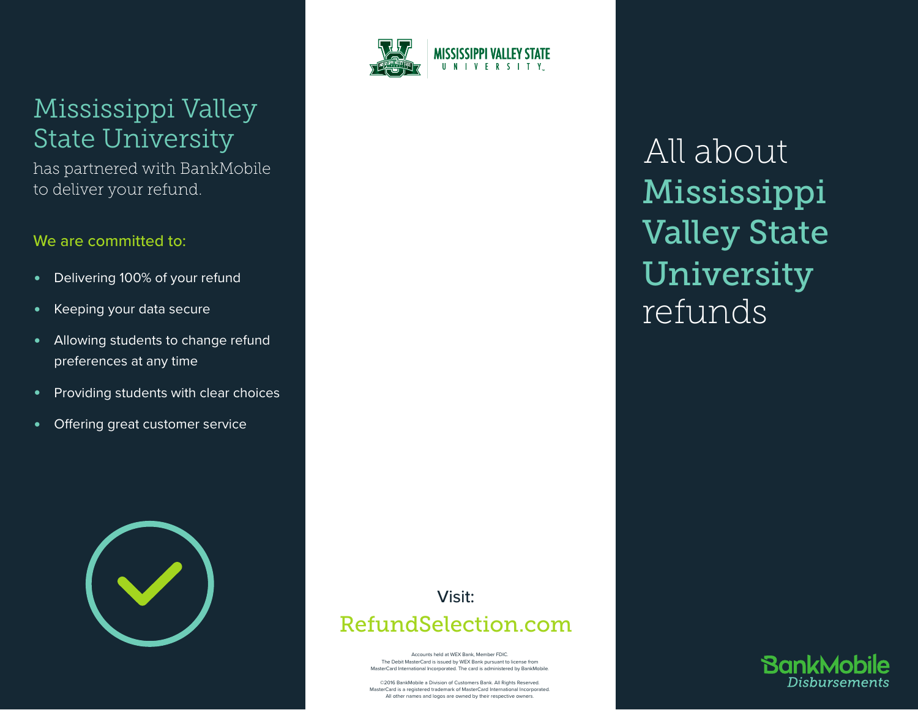# Mississippi Valley State University

has partnered with BankMobile to deliver your refund.

## We are committed to:

- Delivering 100% of your refund
- Keeping your data secure
- Allowing students to change refund preferences at any time
- Providing students with clear choices
- Offering great customer service

MISSISSIPPI VALLEY STATE UNIVERSITY

Visit:

**RefundSelection.com**

Accounts held at WEX Bank, Member FDIC.
The Debit MasterCard is issued by WEX Bank pursuant to license from MasterCard International Incorporated. The card is administered by BankMobile.

©2016 BankMobile a Division of Customers Bank. All Rights Reserved.
MasterCard is a registered trademark of MasterCard International Incorporated.
All other names and logos are owned by their respective owners.

# All about Mississippi Valley State University refunds

BankMobile *Disbursements*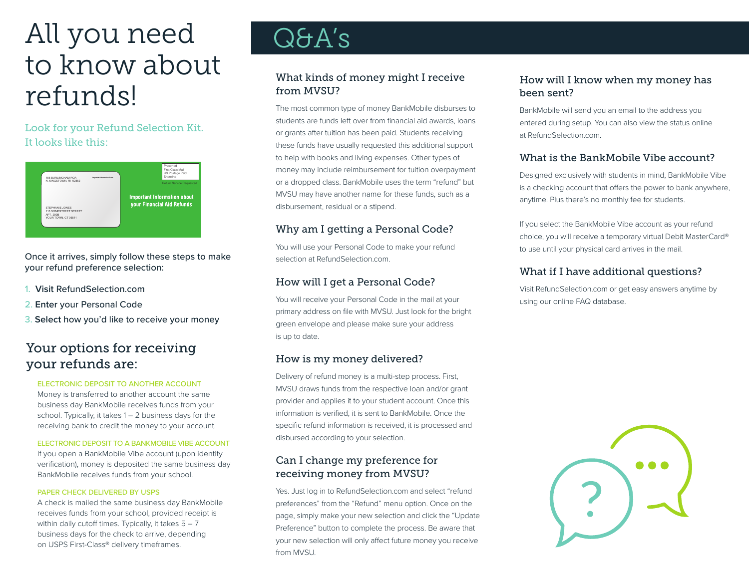# All you need to know about refunds!

Look for your Refund Selection Kit. It looks like this:

Once it arrives, simply follow these steps to make your refund preference selection:

1. **Visit** RefundSelection.com
2. **Enter** your Personal Code
3. **Select** how you'd like to receive your money

## Your options for receiving your refunds are:

ELECTRONIC DEPOSIT TO ANOTHER ACCOUNT
Money is transferred to another account the same business day BankMobile receives funds from your school. Typically, it takes 1 – 2 business days for the receiving bank to credit the money to your account.

ELECTRONIC DEPOSIT TO A BANKMOBILE VIBE ACCOUNT
If you open a BankMobile Vibe account (upon identity verification), money is deposited the same business day BankMobile receives funds from your school.

PAPER CHECK DELIVERED BY USPS
A check is mailed the same business day BankMobile receives funds from your school, provided receipt is within daily cutoff times. Typically, it takes 5 – 7 business days for the check to arrive, depending on USPS First-Class® delivery timeframes.

# Q&A's

### What kinds of money might I receive from MVSU?

The most common type of money BankMobile disburses to students are funds left over from financial aid awards, loans or grants after tuition has been paid. Students receiving these funds have usually requested this additional support to help with books and living expenses. Other types of money may include reimbursement for tuition overpayment or a dropped class. BankMobile uses the term "refund" but MVSU may have another name for these funds, such as a disbursement, residual or a stipend.

### Why am I getting a Personal Code?

You will use your Personal Code to make your refund selection at RefundSelection.com.

### How will I get a Personal Code?

You will receive your Personal Code in the mail at your primary address on file with MVSU. Just look for the bright green envelope and please make sure your address is up to date.

### How is my money delivered?

Delivery of refund money is a multi-step process. First, MVSU draws funds from the respective loan and/or grant provider and applies it to your student account. Once this information is verified, it is sent to BankMobile. Once the specific refund information is received, it is processed and disbursed according to your selection.

### Can I change my preference for receiving money from MVSU?

Yes. Just log in to RefundSelection.com and select "refund preferences" from the "Refund" menu option. Once on the page, simply make your new selection and click the "Update Preference" button to complete the process. Be aware that your new selection will only affect future money you receive from MVSU.

### How will I know when my money has been sent?

BankMobile will send you an email to the address you entered during setup. You can also view the status online at RefundSelection.com.

### What is the BankMobile Vibe account?

Designed exclusively with students in mind, BankMobile Vibe is a checking account that offers the power to bank anywhere, anytime. Plus there's no monthly fee for students.

If you select the BankMobile Vibe account as your refund choice, you will receive a temporary virtual Debit MasterCard® to use until your physical card arrives in the mail.

### What if I have additional questions?

Visit RefundSelection.com or get easy answers anytime by using our online FAQ database.